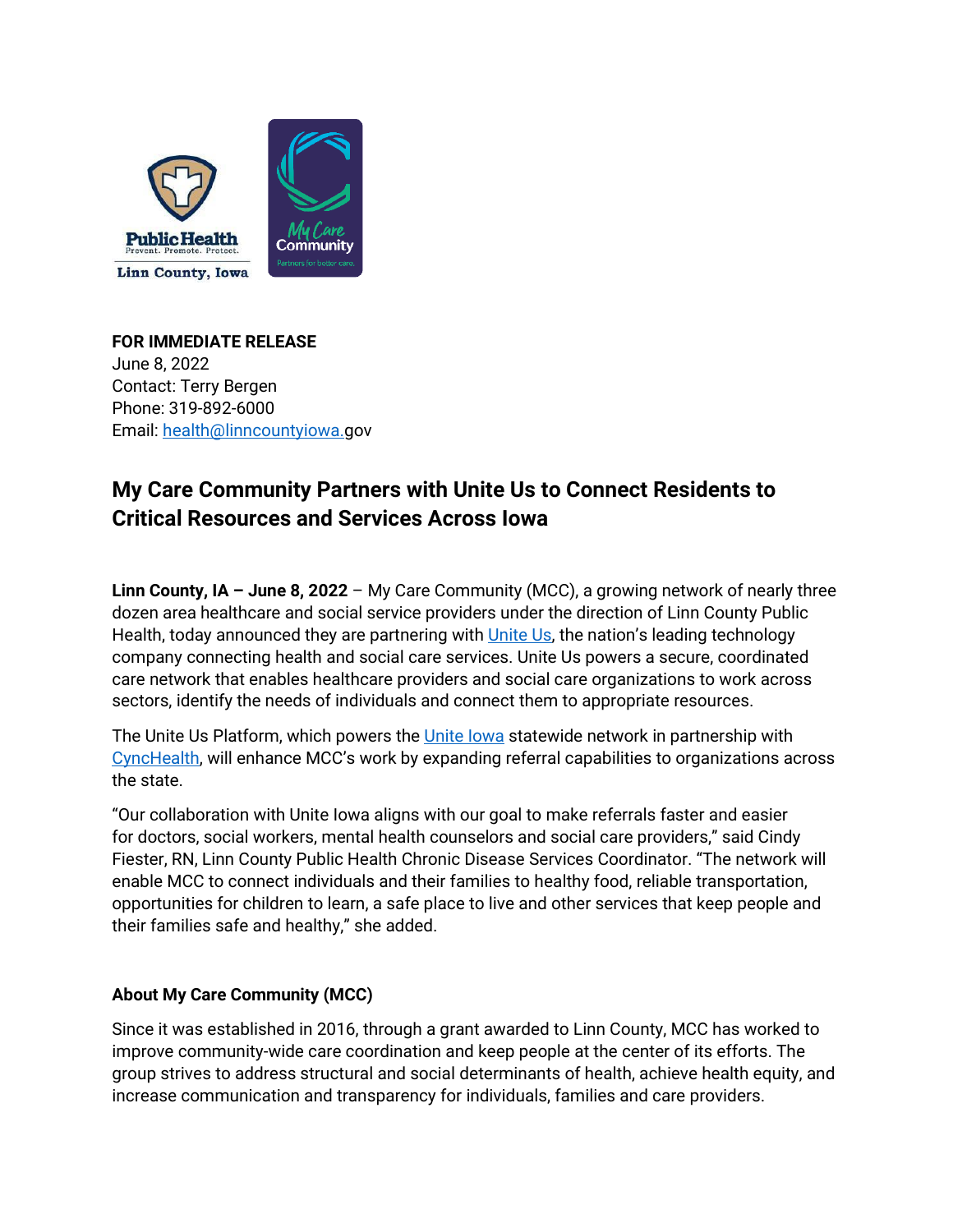**FOR IMMEDIATE RELEASE**
June 8, 2022
Contact: Terry Bergen
Phone: 319-892-6000
Email: health@linncountyiowa.gov

## My Care Community Partners with Unite Us to Connect Residents to Critical Resources and Services Across Iowa

**Linn County, IA – June 8, 2022** – My Care Community (MCC), a growing network of nearly three dozen area healthcare and social service providers under the direction of Linn County Public Health, today announced they are partnering with Unite Us, the nation's leading technology company connecting health and social care services. Unite Us powers a secure, coordinated care network that enables healthcare providers and social care organizations to work across sectors, identify the needs of individuals and connect them to appropriate resources.

The Unite Us Platform, which powers the Unite Iowa statewide network in partnership with CyncHealth, will enhance MCC's work by expanding referral capabilities to organizations across the state.

"Our collaboration with Unite Iowa aligns with our goal to make referrals faster and easier for doctors, social workers, mental health counselors and social care providers," said Cindy Fiester, RN, Linn County Public Health Chronic Disease Services Coordinator. "The network will enable MCC to connect individuals and their families to healthy food, reliable transportation, opportunities for children to learn, a safe place to live and other services that keep people and their families safe and healthy," she added.

### About My Care Community (MCC)

Since it was established in 2016, through a grant awarded to Linn County, MCC has worked to improve community-wide care coordination and keep people at the center of its efforts. The group strives to address structural and social determinants of health, achieve health equity, and increase communication and transparency for individuals, families and care providers.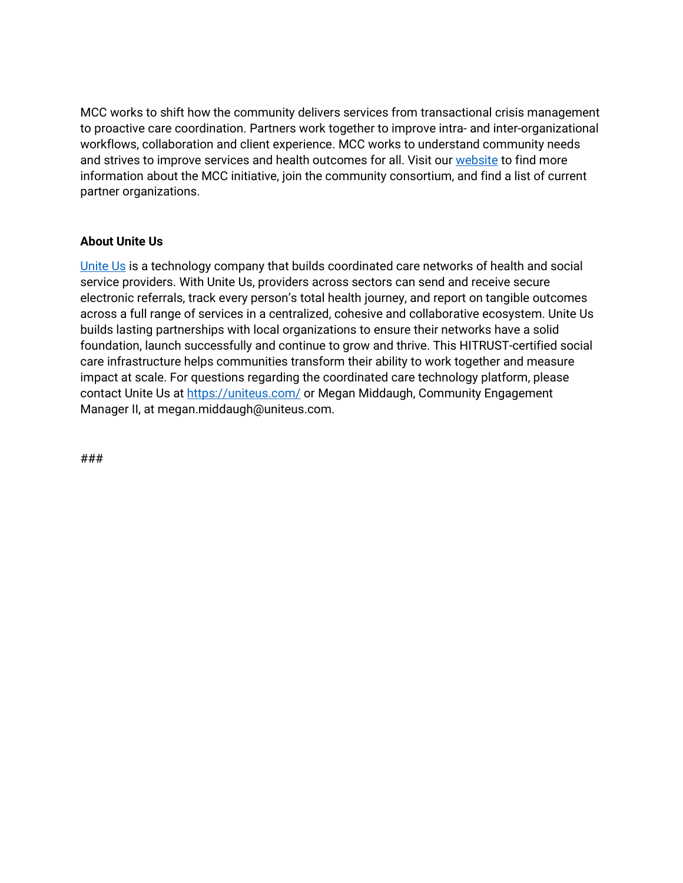MCC works to shift how the community delivers services from transactional crisis management to proactive care coordination. Partners work together to improve intra- and inter-organizational workflows, collaboration and client experience. MCC works to understand community needs and strives to improve services and health outcomes for all. Visit our website to find more information about the MCC initiative, join the community consortium, and find a list of current partner organizations.

**About Unite Us**

Unite Us is a technology company that builds coordinated care networks of health and social service providers. With Unite Us, providers across sectors can send and receive secure electronic referrals, track every person's total health journey, and report on tangible outcomes across a full range of services in a centralized, cohesive and collaborative ecosystem. Unite Us builds lasting partnerships with local organizations to ensure their networks have a solid foundation, launch successfully and continue to grow and thrive. This HITRUST-certified social care infrastructure helps communities transform their ability to work together and measure impact at scale. For questions regarding the coordinated care technology platform, please contact Unite Us at https://uniteus.com/ or Megan Middaugh, Community Engagement Manager II, at megan.middaugh@uniteus.com.

###